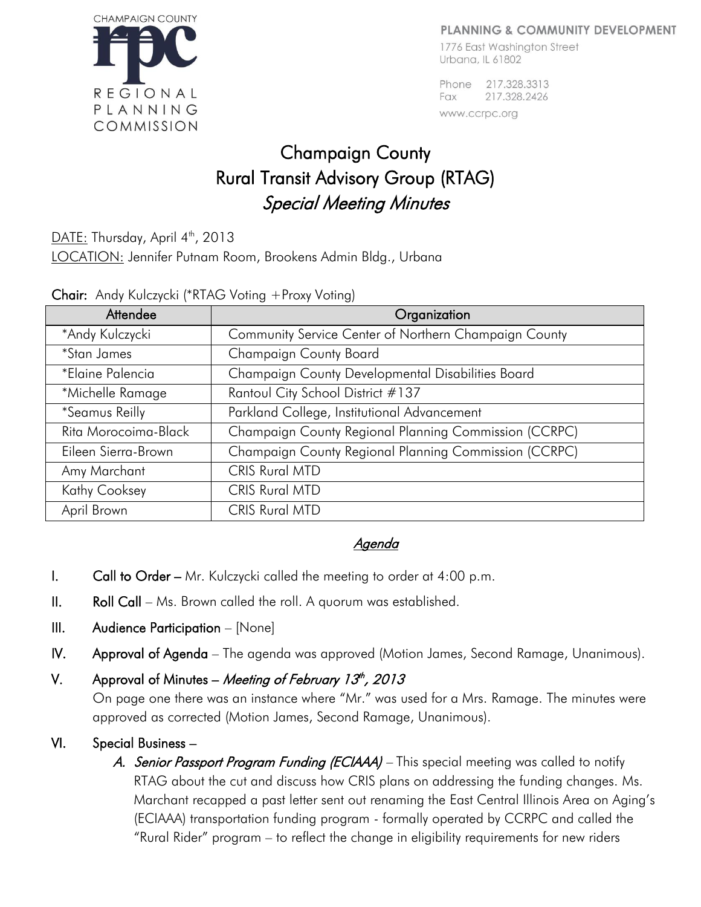CHAMPAIGN COUNTY
rpc
REGIONAL PLANNING COMMISSION

PLANNING & COMMUNITY DEVELOPMENT
1776 East Washington Street
Urbana, IL 61802

Phone 217.328.3313
Fax 217.328.2426
www.ccrpc.org

# Champaign County
# Rural Transit Advisory Group (RTAG)
## *Special Meeting Minutes*

DATE: Thursday, April 4th, 2013
LOCATION: Jennifer Putnam Room, Brookens Admin Bldg., Urbana

**Chair:** Andy Kulczycki (*RTAG Voting +Proxy Voting)

| Attendee | Organization |
|---|---|
| *Andy Kulczycki | Community Service Center of Northern Champaign County |
| *Stan James | Champaign County Board |
| *Elaine Palencia | Champaign County Developmental Disabilities Board |
| *Michelle Ramage | Rantoul City School District #137 |
| *Seamus Reilly | Parkland College, Institutional Advancement |
| Rita Morocoima-Black | Champaign County Regional Planning Commission (CCRPC) |
| Eileen Sierra-Brown | Champaign County Regional Planning Commission (CCRPC) |
| Amy Marchant | CRIS Rural MTD |
| Kathy Cooksey | CRIS Rural MTD |
| April Brown | CRIS Rural MTD |

## *Agenda*

I. **Call to Order –** Mr. Kulczycki called the meeting to order at 4:00 p.m.

II. **Roll Call** – Ms. Brown called the roll. A quorum was established.

III. **Audience Participation** – [None]

IV. **Approval of Agenda** – The agenda was approved (Motion James, Second Ramage, Unanimous).

V. **Approval of Minutes –** *Meeting of February 13th, 2013*
On page one there was an instance where "Mr." was used for a Mrs. Ramage. The minutes were approved as corrected (Motion James, Second Ramage, Unanimous).

VI. **Special Business –**

A. *Senior Passport Program Funding (ECIAAA)* – This special meeting was called to notify RTAG about the cut and discuss how CRIS plans on addressing the funding changes. Ms. Marchant recapped a past letter sent out renaming the East Central Illinois Area on Aging's (ECIAAA) transportation funding program - formally operated by CCRPC and called the "Rural Rider" program – to reflect the change in eligibility requirements for new riders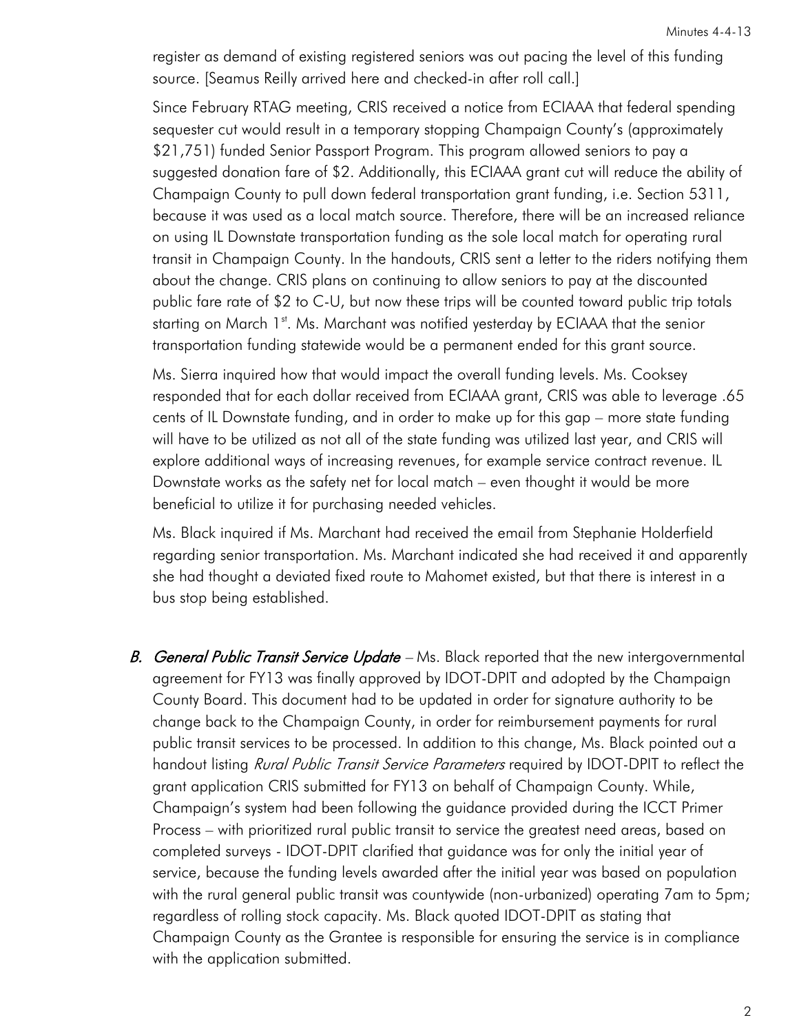register as demand of existing registered seniors was out pacing the level of this funding source. [Seamus Reilly arrived here and checked-in after roll call.]

Since February RTAG meeting, CRIS received a notice from ECIAAA that federal spending sequester cut would result in a temporary stopping Champaign County's (approximately $21,751) funded Senior Passport Program. This program allowed seniors to pay a suggested donation fare of $2. Additionally, this ECIAAA grant cut will reduce the ability of Champaign County to pull down federal transportation grant funding, i.e. Section 5311, because it was used as a local match source. Therefore, there will be an increased reliance on using IL Downstate transportation funding as the sole local match for operating rural transit in Champaign County. In the handouts, CRIS sent a letter to the riders notifying them about the change. CRIS plans on continuing to allow seniors to pay at the discounted public fare rate of $2 to C-U, but now these trips will be counted toward public trip totals starting on March 1st. Ms. Marchant was notified yesterday by ECIAAA that the senior transportation funding statewide would be a permanent ended for this grant source.

Ms. Sierra inquired how that would impact the overall funding levels. Ms. Cooksey responded that for each dollar received from ECIAAA grant, CRIS was able to leverage .65 cents of IL Downstate funding, and in order to make up for this gap – more state funding will have to be utilized as not all of the state funding was utilized last year, and CRIS will explore additional ways of increasing revenues, for example service contract revenue. IL Downstate works as the safety net for local match – even thought it would be more beneficial to utilize it for purchasing needed vehicles.

Ms. Black inquired if Ms. Marchant had received the email from Stephanie Holderfield regarding senior transportation. Ms. Marchant indicated she had received it and apparently she had thought a deviated fixed route to Mahomet existed, but that there is interest in a bus stop being established.

**B.** ***General Public Transit Service Update*** – Ms. Black reported that the new intergovernmental agreement for FY13 was finally approved by IDOT-DPIT and adopted by the Champaign County Board. This document had to be updated in order for signature authority to be change back to the Champaign County, in order for reimbursement payments for rural public transit services to be processed. In addition to this change, Ms. Black pointed out a handout listing *Rural Public Transit Service Parameters* required by IDOT-DPIT to reflect the grant application CRIS submitted for FY13 on behalf of Champaign County. While, Champaign's system had been following the guidance provided during the ICCT Primer Process – with prioritized rural public transit to service the greatest need areas, based on completed surveys - IDOT-DPIT clarified that guidance was for only the initial year of service, because the funding levels awarded after the initial year was based on population with the rural general public transit was countywide (non-urbanized) operating 7am to 5pm; regardless of rolling stock capacity. Ms. Black quoted IDOT-DPIT as stating that Champaign County as the Grantee is responsible for ensuring the service is in compliance with the application submitted.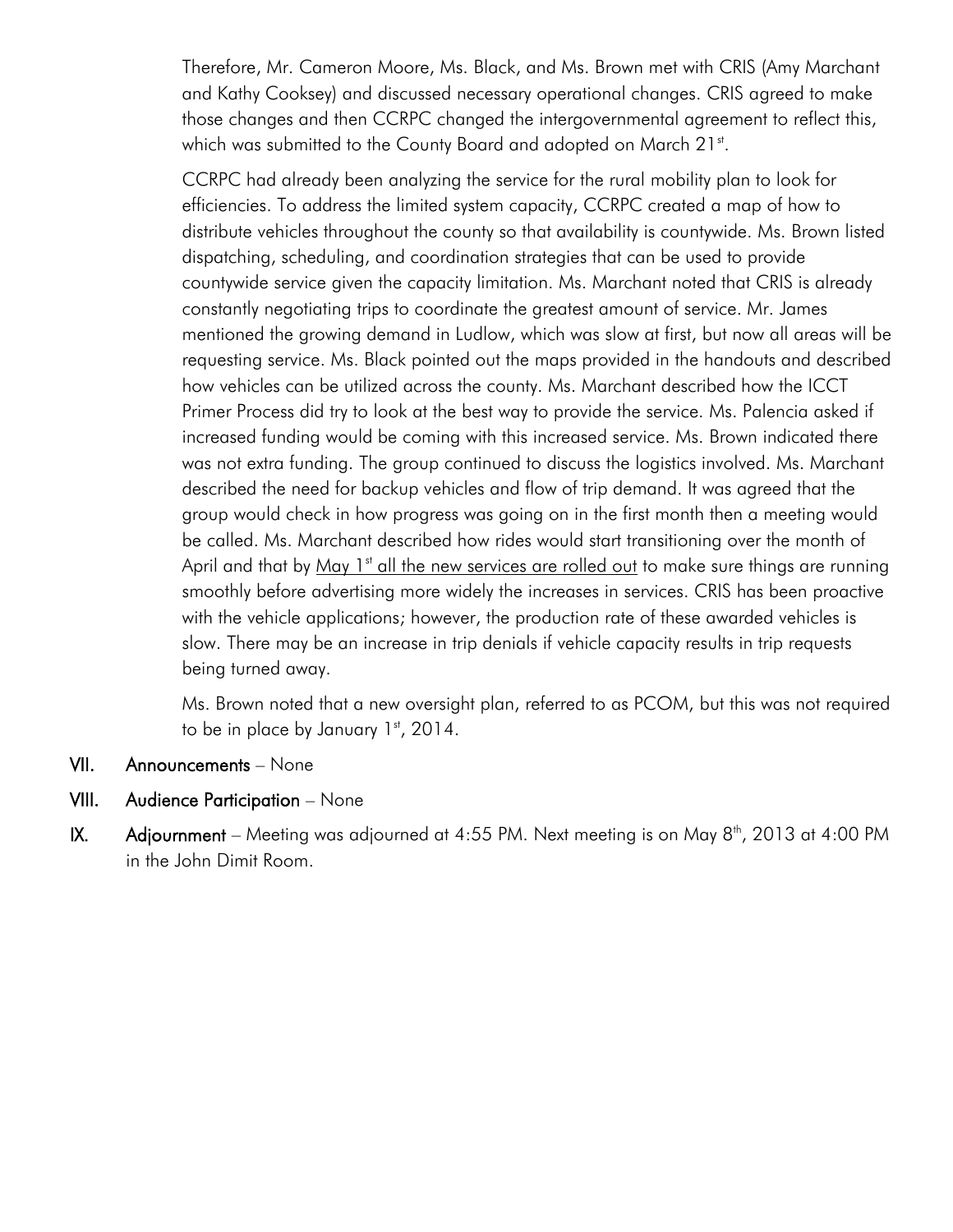Therefore, Mr. Cameron Moore, Ms. Black, and Ms. Brown met with CRIS (Amy Marchant and Kathy Cooksey) and discussed necessary operational changes. CRIS agreed to make those changes and then CCRPC changed the intergovernmental agreement to reflect this, which was submitted to the County Board and adopted on March 21st.

CCRPC had already been analyzing the service for the rural mobility plan to look for efficiencies. To address the limited system capacity, CCRPC created a map of how to distribute vehicles throughout the county so that availability is countywide. Ms. Brown listed dispatching, scheduling, and coordination strategies that can be used to provide countywide service given the capacity limitation. Ms. Marchant noted that CRIS is already constantly negotiating trips to coordinate the greatest amount of service. Mr. James mentioned the growing demand in Ludlow, which was slow at first, but now all areas will be requesting service. Ms. Black pointed out the maps provided in the handouts and described how vehicles can be utilized across the county. Ms. Marchant described how the ICCT Primer Process did try to look at the best way to provide the service. Ms. Palencia asked if increased funding would be coming with this increased service. Ms. Brown indicated there was not extra funding. The group continued to discuss the logistics involved. Ms. Marchant described the need for backup vehicles and flow of trip demand. It was agreed that the group would check in how progress was going on in the first month then a meeting would be called. Ms. Marchant described how rides would start transitioning over the month of April and that by <u>May 1st all the new services are rolled out</u> to make sure things are running smoothly before advertising more widely the increases in services. CRIS has been proactive with the vehicle applications; however, the production rate of these awarded vehicles is slow. There may be an increase in trip denials if vehicle capacity results in trip requests being turned away.

Ms. Brown noted that a new oversight plan, referred to as PCOM, but this was not required to be in place by January 1st, 2014.

**VII. Announcements** – None

**VIII. Audience Participation** – None

**IX. Adjournment** – Meeting was adjourned at 4:55 PM. Next meeting is on May 8th, 2013 at 4:00 PM in the John Dimit Room.